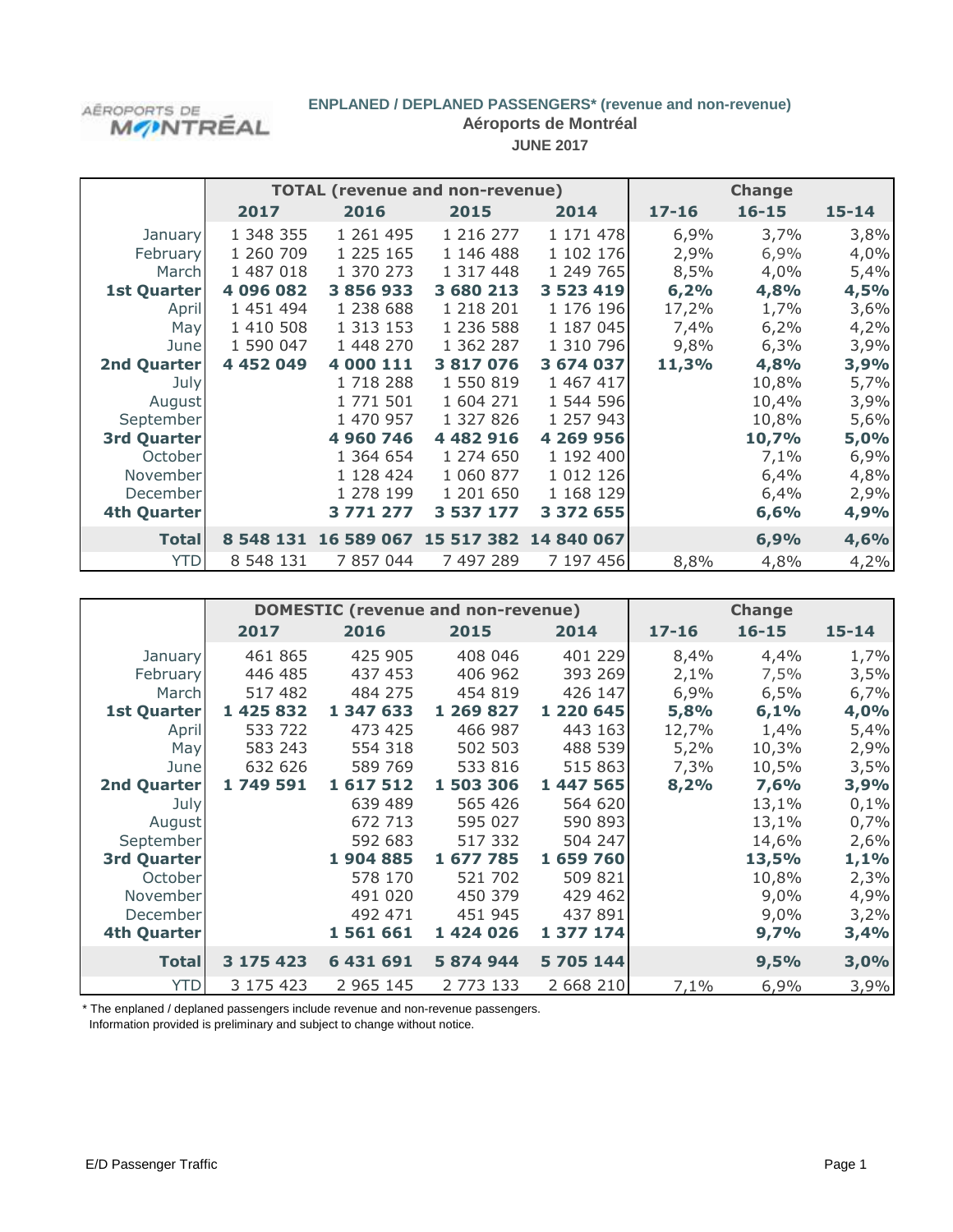AÉROPORTS DE MONTRÉAL

**ENPLANED / DEPLANED PASSENGERS* (revenue and non-revenue)**

**Aéroports de Montréal**

**JUNE 2017**

| | TOTAL (revenue and non-revenue) | | | | Change | | |
|---|---|---|---|---|---|---|---|
| | 2017 | 2016 | 2015 | 2014 | 17-16 | 16-15 | 15-14 |
| January | 1 348 355 | 1 261 495 | 1 216 277 | 1 171 478 | 6,9% | 3,7% | 3,8% |
| February | 1 260 709 | 1 225 165 | 1 146 488 | 1 102 176 | 2,9% | 6,9% | 4,0% |
| March | 1 487 018 | 1 370 273 | 1 317 448 | 1 249 765 | 8,5% | 4,0% | 5,4% |
| **1st Quarter** | **4 096 082** | **3 856 933** | **3 680 213** | **3 523 419** | **6,2%** | **4,8%** | **4,5%** |
| April | 1 451 494 | 1 238 688 | 1 218 201 | 1 176 196 | 17,2% | 1,7% | 3,6% |
| May | 1 410 508 | 1 313 153 | 1 236 588 | 1 187 045 | 7,4% | 6,2% | 4,2% |
| June | 1 590 047 | 1 448 270 | 1 362 287 | 1 310 796 | 9,8% | 6,3% | 3,9% |
| **2nd Quarter** | **4 452 049** | **4 000 111** | **3 817 076** | **3 674 037** | **11,3%** | **4,8%** | **3,9%** |
| July | | 1 718 288 | 1 550 819 | 1 467 417 | | 10,8% | 5,7% |
| August | | 1 771 501 | 1 604 271 | 1 544 596 | | 10,4% | 3,9% |
| September | | 1 470 957 | 1 327 826 | 1 257 943 | | 10,8% | 5,6% |
| **3rd Quarter** | | **4 960 746** | **4 482 916** | **4 269 956** | | **10,7%** | **5,0%** |
| October | | 1 364 654 | 1 274 650 | 1 192 400 | | 7,1% | 6,9% |
| November | | 1 128 424 | 1 060 877 | 1 012 126 | | 6,4% | 4,8% |
| December | | 1 278 199 | 1 201 650 | 1 168 129 | | 6,4% | 2,9% |
| **4th Quarter** | | **3 771 277** | **3 537 177** | **3 372 655** | | **6,6%** | **4,9%** |
| **Total** | **8 548 131** | **16 589 067** | **15 517 382** | **14 840 067** | | **6,9%** | **4,6%** |
| YTD | 8 548 131 | 7 857 044 | 7 497 289 | 7 197 456 | 8,8% | 4,8% | 4,2% |

| | DOMESTIC (revenue and non-revenue) | | | | Change | | |
|---|---|---|---|---|---|---|---|
| | 2017 | 2016 | 2015 | 2014 | 17-16 | 16-15 | 15-14 |
| January | 461 865 | 425 905 | 408 046 | 401 229 | 8,4% | 4,4% | 1,7% |
| February | 446 485 | 437 453 | 406 962 | 393 269 | 2,1% | 7,5% | 3,5% |
| March | 517 482 | 484 275 | 454 819 | 426 147 | 6,9% | 6,5% | 6,7% |
| **1st Quarter** | **1 425 832** | **1 347 633** | **1 269 827** | **1 220 645** | **5,8%** | **6,1%** | **4,0%** |
| April | 533 722 | 473 425 | 466 987 | 443 163 | 12,7% | 1,4% | 5,4% |
| May | 583 243 | 554 318 | 502 503 | 488 539 | 5,2% | 10,3% | 2,9% |
| June | 632 626 | 589 769 | 533 816 | 515 863 | 7,3% | 10,5% | 3,5% |
| **2nd Quarter** | **1 749 591** | **1 617 512** | **1 503 306** | **1 447 565** | **8,2%** | **7,6%** | **3,9%** |
| July | | 639 489 | 565 426 | 564 620 | | 13,1% | 0,1% |
| August | | 672 713 | 595 027 | 590 893 | | 13,1% | 0,7% |
| September | | 592 683 | 517 332 | 504 247 | | 14,6% | 2,6% |
| **3rd Quarter** | | **1 904 885** | **1 677 785** | **1 659 760** | | **13,5%** | **1,1%** |
| October | | 578 170 | 521 702 | 509 821 | | 10,8% | 2,3% |
| November | | 491 020 | 450 379 | 429 462 | | 9,0% | 4,9% |
| December | | 492 471 | 451 945 | 437 891 | | 9,0% | 3,2% |
| **4th Quarter** | | **1 561 661** | **1 424 026** | **1 377 174** | | **9,7%** | **3,4%** |
| **Total** | **3 175 423** | **6 431 691** | **5 874 944** | **5 705 144** | | **9,5%** | **3,0%** |
| YTD | 3 175 423 | 2 965 145 | 2 773 133 | 2 668 210 | 7,1% | 6,9% | 3,9% |

* The enplaned / deplaned passengers include revenue and non-revenue passengers.
Information provided is preliminary and subject to change without notice.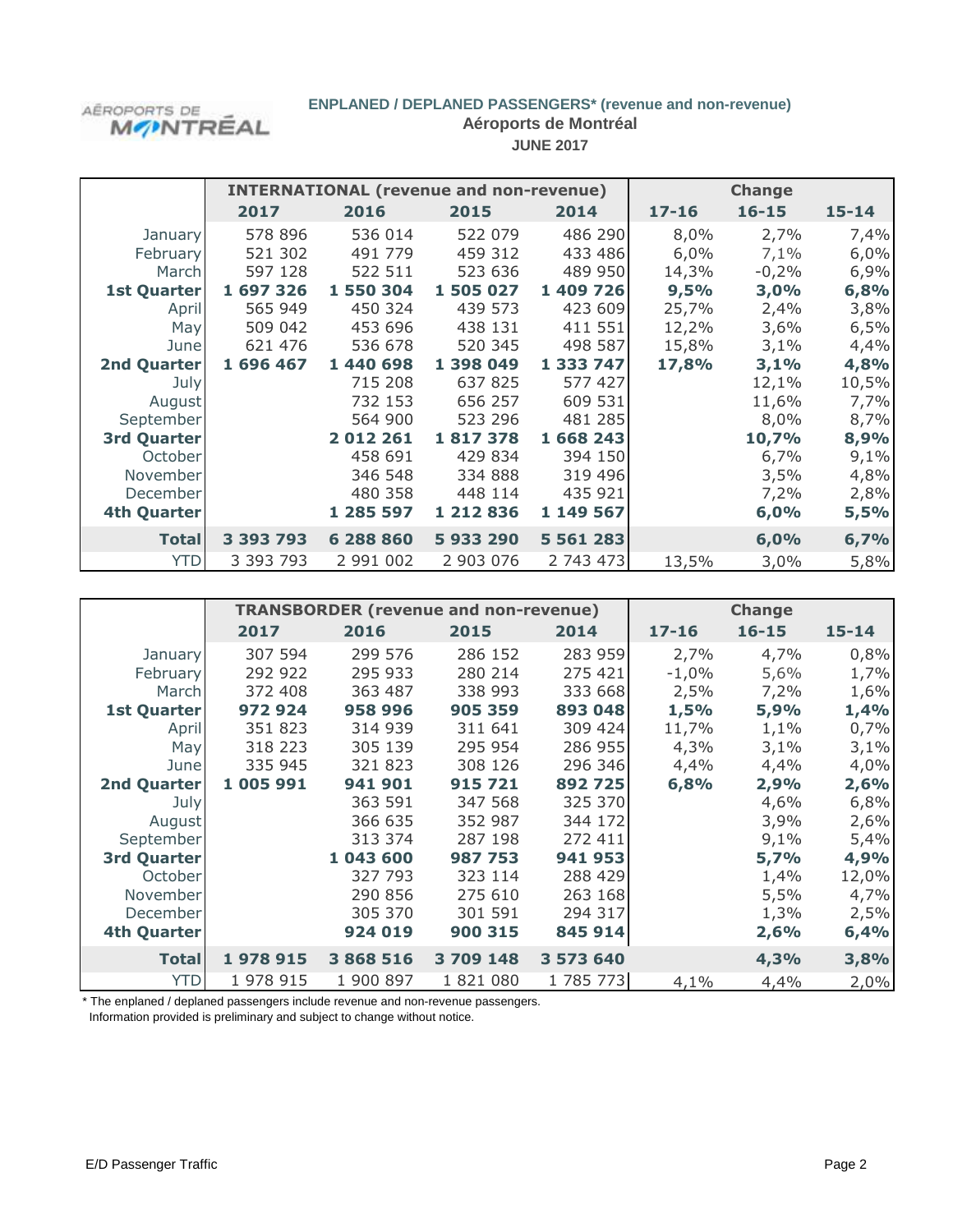**ENPLANED / DEPLANED PASSENGERS* (revenue and non-revenue)**
**Aéroports de Montréal**
**JUNE 2017**

| | INTERNATIONAL (revenue and non-revenue) | | | | Change | | |
|---|---|---|---|---|---|---|---|
| | **2017** | **2016** | **2015** | **2014** | **17-16** | **16-15** | **15-14** |
| January | 578 896 | 536 014 | 522 079 | 486 290 | 8,0% | 2,7% | 7,4% |
| February | 521 302 | 491 779 | 459 312 | 433 486 | 6,0% | 7,1% | 6,0% |
| March | 597 128 | 522 511 | 523 636 | 489 950 | 14,3% | -0,2% | 6,9% |
| **1st Quarter** | **1 697 326** | **1 550 304** | **1 505 027** | **1 409 726** | **9,5%** | **3,0%** | **6,8%** |
| April | 565 949 | 450 324 | 439 573 | 423 609 | 25,7% | 2,4% | 3,8% |
| May | 509 042 | 453 696 | 438 131 | 411 551 | 12,2% | 3,6% | 6,5% |
| June | 621 476 | 536 678 | 520 345 | 498 587 | 15,8% | 3,1% | 4,4% |
| **2nd Quarter** | **1 696 467** | **1 440 698** | **1 398 049** | **1 333 747** | **17,8%** | **3,1%** | **4,8%** |
| July | | 715 208 | 637 825 | 577 427 | | 12,1% | 10,5% |
| August | | 732 153 | 656 257 | 609 531 | | 11,6% | 7,7% |
| September | | 564 900 | 523 296 | 481 285 | | 8,0% | 8,7% |
| **3rd Quarter** | | **2 012 261** | **1 817 378** | **1 668 243** | | **10,7%** | **8,9%** |
| October | | 458 691 | 429 834 | 394 150 | | 6,7% | 9,1% |
| November | | 346 548 | 334 888 | 319 496 | | 3,5% | 4,8% |
| December | | 480 358 | 448 114 | 435 921 | | 7,2% | 2,8% |
| **4th Quarter** | | **1 285 597** | **1 212 836** | **1 149 567** | | **6,0%** | **5,5%** |
| **Total** | **3 393 793** | **6 288 860** | **5 933 290** | **5 561 283** | | **6,0%** | **6,7%** |
| YTD | 3 393 793 | 2 991 002 | 2 903 076 | 2 743 473 | 13,5% | 3,0% | 5,8% |

| | TRANSBORDER (revenue and non-revenue) | | | | Change | | |
|---|---|---|---|---|---|---|---|
| | **2017** | **2016** | **2015** | **2014** | **17-16** | **16-15** | **15-14** |
| January | 307 594 | 299 576 | 286 152 | 283 959 | 2,7% | 4,7% | 0,8% |
| February | 292 922 | 295 933 | 280 214 | 275 421 | -1,0% | 5,6% | 1,7% |
| March | 372 408 | 363 487 | 338 993 | 333 668 | 2,5% | 7,2% | 1,6% |
| **1st Quarter** | **972 924** | **958 996** | **905 359** | **893 048** | **1,5%** | **5,9%** | **1,4%** |
| April | 351 823 | 314 939 | 311 641 | 309 424 | 11,7% | 1,1% | 0,7% |
| May | 318 223 | 305 139 | 295 954 | 286 955 | 4,3% | 3,1% | 3,1% |
| June | 335 945 | 321 823 | 308 126 | 296 346 | 4,4% | 4,4% | 4,0% |
| **2nd Quarter** | **1 005 991** | **941 901** | **915 721** | **892 725** | **6,8%** | **2,9%** | **2,6%** |
| July | | 363 591 | 347 568 | 325 370 | | 4,6% | 6,8% |
| August | | 366 635 | 352 987 | 344 172 | | 3,9% | 2,6% |
| September | | 313 374 | 287 198 | 272 411 | | 9,1% | 5,4% |
| **3rd Quarter** | | **1 043 600** | **987 753** | **941 953** | | **5,7%** | **4,9%** |
| October | | 327 793 | 323 114 | 288 429 | | 1,4% | 12,0% |
| November | | 290 856 | 275 610 | 263 168 | | 5,5% | 4,7% |
| December | | 305 370 | 301 591 | 294 317 | | 1,3% | 2,5% |
| **4th Quarter** | | **924 019** | **900 315** | **845 914** | | **2,6%** | **6,4%** |
| **Total** | **1 978 915** | **3 868 516** | **3 709 148** | **3 573 640** | | **4,3%** | **3,8%** |
| YTD | 1 978 915 | 1 900 897 | 1 821 080 | 1 785 773 | 4,1% | 4,4% | 2,0% |

* The enplaned / deplaned passengers include revenue and non-revenue passengers.
Information provided is preliminary and subject to change without notice.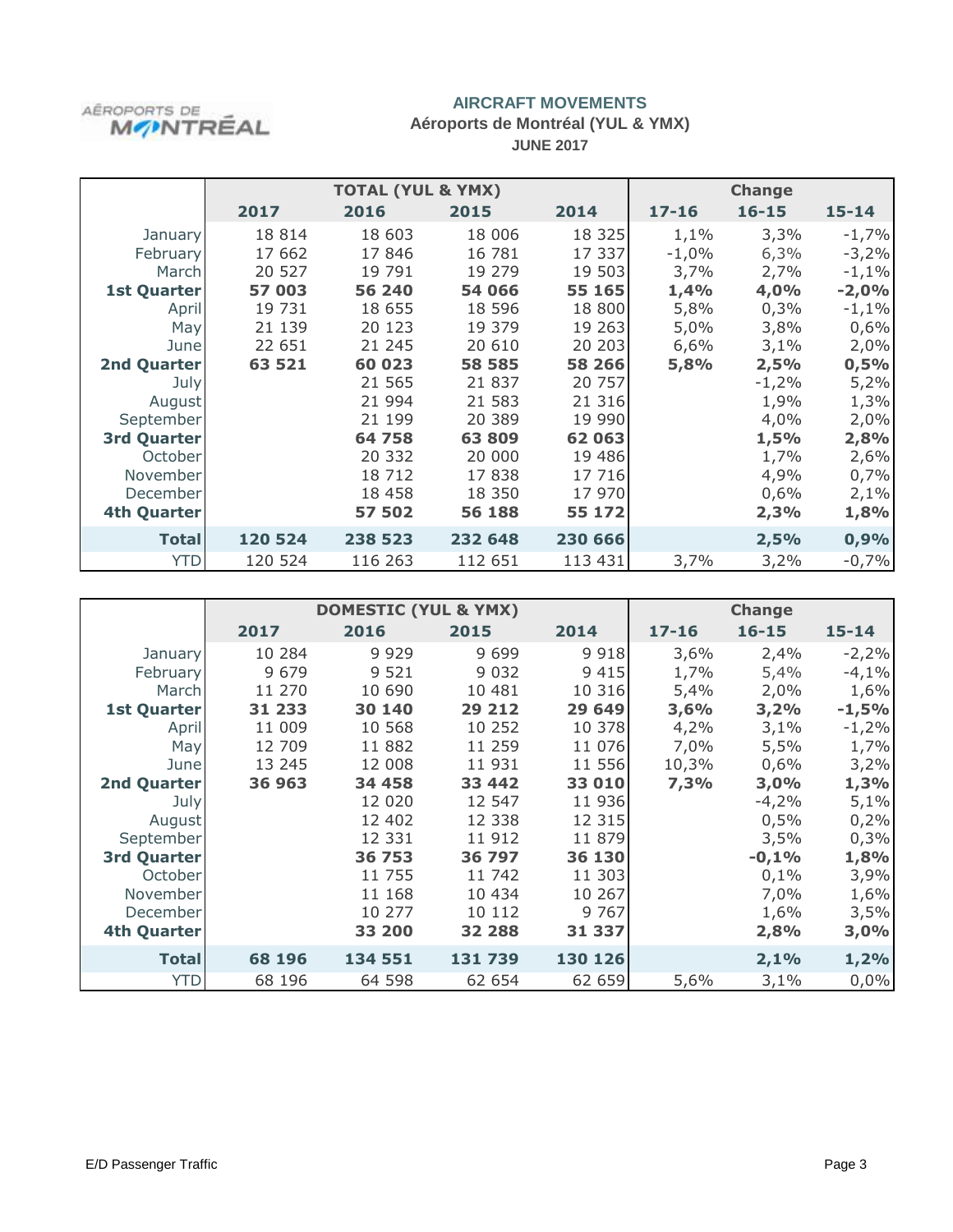AÉROPORTS DE MONTRÉAL

## AIRCRAFT MOVEMENTS

### Aéroports de Montréal (YUL & YMX)

**JUNE 2017**

| | TOTAL (YUL & YMX) | | | | Change | | |
|---|---|---|---|---|---|---|---|
| | **2017** | **2016** | **2015** | **2014** | **17-16** | **16-15** | **15-14** |
| January | 18 814 | 18 603 | 18 006 | 18 325 | 1,1% | 3,3% | -1,7% |
| February | 17 662 | 17 846 | 16 781 | 17 337 | -1,0% | 6,3% | -3,2% |
| March | 20 527 | 19 791 | 19 279 | 19 503 | 3,7% | 2,7% | -1,1% |
| **1st Quarter** | **57 003** | **56 240** | **54 066** | **55 165** | **1,4%** | **4,0%** | **-2,0%** |
| April | 19 731 | 18 655 | 18 596 | 18 800 | 5,8% | 0,3% | -1,1% |
| May | 21 139 | 20 123 | 19 379 | 19 263 | 5,0% | 3,8% | 0,6% |
| June | 22 651 | 21 245 | 20 610 | 20 203 | 6,6% | 3,1% | 2,0% |
| **2nd Quarter** | **63 521** | **60 023** | **58 585** | **58 266** | **5,8%** | **2,5%** | **0,5%** |
| July | | 21 565 | 21 837 | 20 757 | | -1,2% | 5,2% |
| August | | 21 994 | 21 583 | 21 316 | | 1,9% | 1,3% |
| September | | 21 199 | 20 389 | 19 990 | | 4,0% | 2,0% |
| **3rd Quarter** | | **64 758** | **63 809** | **62 063** | | **1,5%** | **2,8%** |
| October | | 20 332 | 20 000 | 19 486 | | 1,7% | 2,6% |
| November | | 18 712 | 17 838 | 17 716 | | 4,9% | 0,7% |
| December | | 18 458 | 18 350 | 17 970 | | 0,6% | 2,1% |
| **4th Quarter** | | **57 502** | **56 188** | **55 172** | | **2,3%** | **1,8%** |
| **Total** | **120 524** | **238 523** | **232 648** | **230 666** | | **2,5%** | **0,9%** |
| YTD | 120 524 | 116 263 | 112 651 | 113 431 | 3,7% | 3,2% | -0,7% |

| | DOMESTIC (YUL & YMX) | | | | Change | | |
|---|---|---|---|---|---|---|---|
| | **2017** | **2016** | **2015** | **2014** | **17-16** | **16-15** | **15-14** |
| January | 10 284 | 9 929 | 9 699 | 9 918 | 3,6% | 2,4% | -2,2% |
| February | 9 679 | 9 521 | 9 032 | 9 415 | 1,7% | 5,4% | -4,1% |
| March | 11 270 | 10 690 | 10 481 | 10 316 | 5,4% | 2,0% | 1,6% |
| **1st Quarter** | **31 233** | **30 140** | **29 212** | **29 649** | **3,6%** | **3,2%** | **-1,5%** |
| April | 11 009 | 10 568 | 10 252 | 10 378 | 4,2% | 3,1% | -1,2% |
| May | 12 709 | 11 882 | 11 259 | 11 076 | 7,0% | 5,5% | 1,7% |
| June | 13 245 | 12 008 | 11 931 | 11 556 | 10,3% | 0,6% | 3,2% |
| **2nd Quarter** | **36 963** | **34 458** | **33 442** | **33 010** | **7,3%** | **3,0%** | **1,3%** |
| July | | 12 020 | 12 547 | 11 936 | | -4,2% | 5,1% |
| August | | 12 402 | 12 338 | 12 315 | | 0,5% | 0,2% |
| September | | 12 331 | 11 912 | 11 879 | | 3,5% | 0,3% |
| **3rd Quarter** | | **36 753** | **36 797** | **36 130** | | **-0,1%** | **1,8%** |
| October | | 11 755 | 11 742 | 11 303 | | 0,1% | 3,9% |
| November | | 11 168 | 10 434 | 10 267 | | 7,0% | 1,6% |
| December | | 10 277 | 10 112 | 9 767 | | 1,6% | 3,5% |
| **4th Quarter** | | **33 200** | **32 288** | **31 337** | | **2,8%** | **3,0%** |
| **Total** | **68 196** | **134 551** | **131 739** | **130 126** | | **2,1%** | **1,2%** |
| YTD | 68 196 | 64 598 | 62 654 | 62 659 | 5,6% | 3,1% | 0,0% |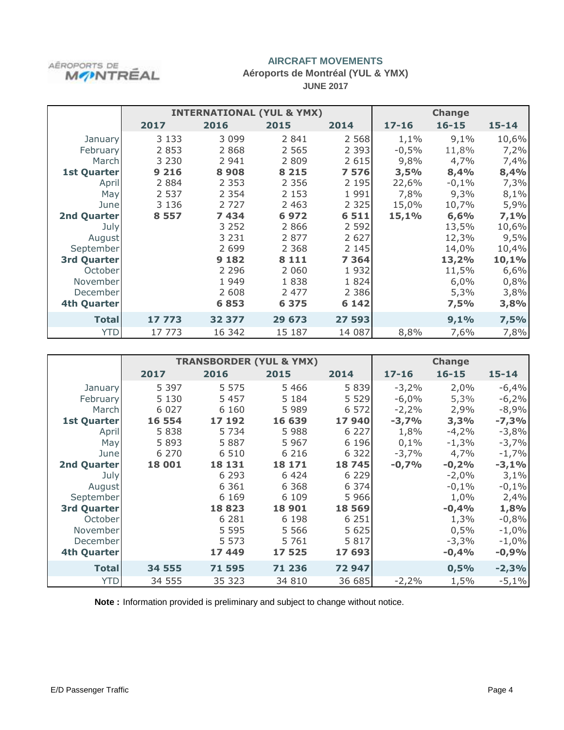## AIRCRAFT MOVEMENTS

### Aéroports de Montréal (YUL & YMX)

### JUNE 2017

| | INTERNATIONAL (YUL & YMX) | | | | Change | | |
|---|---|---|---|---|---|---|---|
| | 2017 | 2016 | 2015 | 2014 | 17-16 | 16-15 | 15-14 |
| January | 3 133 | 3 099 | 2 841 | 2 568 | 1,1% | 9,1% | 10,6% |
| February | 2 853 | 2 868 | 2 565 | 2 393 | -0,5% | 11,8% | 7,2% |
| March | 3 230 | 2 941 | 2 809 | 2 615 | 9,8% | 4,7% | 7,4% |
| **1st Quarter** | **9 216** | **8 908** | **8 215** | **7 576** | **3,5%** | **8,4%** | **8,4%** |
| April | 2 884 | 2 353 | 2 356 | 2 195 | 22,6% | -0,1% | 7,3% |
| May | 2 537 | 2 354 | 2 153 | 1 991 | 7,8% | 9,3% | 8,1% |
| June | 3 136 | 2 727 | 2 463 | 2 325 | 15,0% | 10,7% | 5,9% |
| **2nd Quarter** | **8 557** | **7 434** | **6 972** | **6 511** | **15,1%** | **6,6%** | **7,1%** |
| July | | 3 252 | 2 866 | 2 592 | | 13,5% | 10,6% |
| August | | 3 231 | 2 877 | 2 627 | | 12,3% | 9,5% |
| September | | 2 699 | 2 368 | 2 145 | | 14,0% | 10,4% |
| **3rd Quarter** | | **9 182** | **8 111** | **7 364** | | **13,2%** | **10,1%** |
| October | | 2 296 | 2 060 | 1 932 | | 11,5% | 6,6% |
| November | | 1 949 | 1 838 | 1 824 | | 6,0% | 0,8% |
| December | | 2 608 | 2 477 | 2 386 | | 5,3% | 3,8% |
| **4th Quarter** | | **6 853** | **6 375** | **6 142** | | **7,5%** | **3,8%** |
| **Total** | **17 773** | **32 377** | **29 673** | **27 593** | | **9,1%** | **7,5%** |
| YTD | 17 773 | 16 342 | 15 187 | 14 087 | 8,8% | 7,6% | 7,8% |

| | TRANSBORDER (YUL & YMX) | | | | Change | | |
|---|---|---|---|---|---|---|---|
| | 2017 | 2016 | 2015 | 2014 | 17-16 | 16-15 | 15-14 |
| January | 5 397 | 5 575 | 5 466 | 5 839 | -3,2% | 2,0% | -6,4% |
| February | 5 130 | 5 457 | 5 184 | 5 529 | -6,0% | 5,3% | -6,2% |
| March | 6 027 | 6 160 | 5 989 | 6 572 | -2,2% | 2,9% | -8,9% |
| **1st Quarter** | **16 554** | **17 192** | **16 639** | **17 940** | **-3,7%** | **3,3%** | **-7,3%** |
| April | 5 838 | 5 734 | 5 988 | 6 227 | 1,8% | -4,2% | -3,8% |
| May | 5 893 | 5 887 | 5 967 | 6 196 | 0,1% | -1,3% | -3,7% |
| June | 6 270 | 6 510 | 6 216 | 6 322 | -3,7% | 4,7% | -1,7% |
| **2nd Quarter** | **18 001** | **18 131** | **18 171** | **18 745** | **-0,7%** | **-0,2%** | **-3,1%** |
| July | | 6 293 | 6 424 | 6 229 | | -2,0% | 3,1% |
| August | | 6 361 | 6 368 | 6 374 | | -0,1% | -0,1% |
| September | | 6 169 | 6 109 | 5 966 | | 1,0% | 2,4% |
| **3rd Quarter** | | **18 823** | **18 901** | **18 569** | | **-0,4%** | **1,8%** |
| October | | 6 281 | 6 198 | 6 251 | | 1,3% | -0,8% |
| November | | 5 595 | 5 566 | 5 625 | | 0,5% | -1,0% |
| December | | 5 573 | 5 761 | 5 817 | | -3,3% | -1,0% |
| **4th Quarter** | | **17 449** | **17 525** | **17 693** | | **-0,4%** | **-0,9%** |
| **Total** | **34 555** | **71 595** | **71 236** | **72 947** | | **0,5%** | **-2,3%** |
| YTD | 34 555 | 35 323 | 34 810 | 36 685 | -2,2% | 1,5% | -5,1% |

**Note :** Information provided is preliminary and subject to change without notice.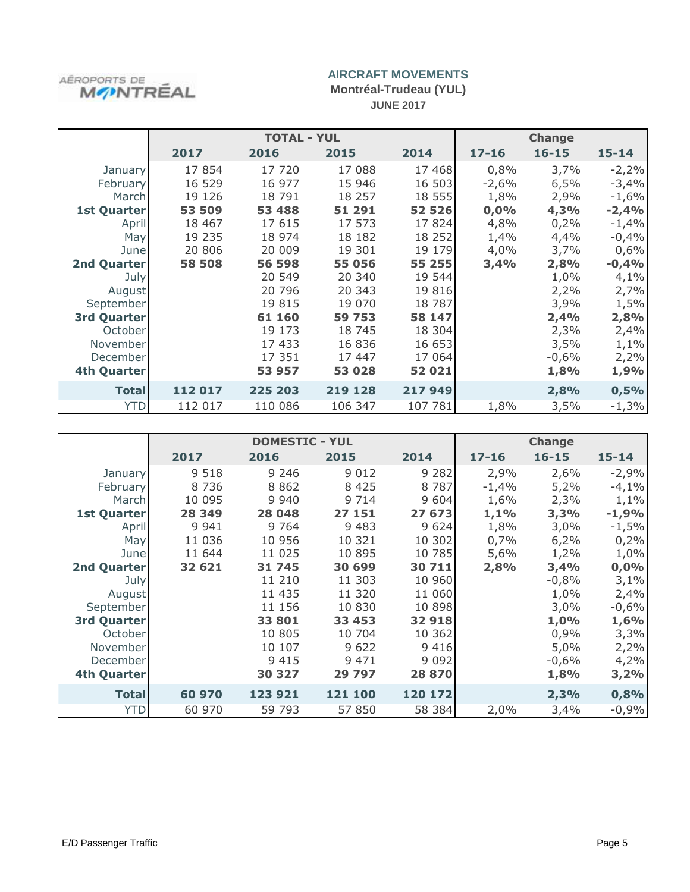AÉROPORTS DE MONTRÉAL

## AIRCRAFT MOVEMENTS

### Montréal-Trudeau (YUL)

### JUNE 2017

| | TOTAL - YUL | | | | Change | | |
|---|---|---|---|---|---|---|---|
| | 2017 | 2016 | 2015 | 2014 | 17-16 | 16-15 | 15-14 |
| January | 17 854 | 17 720 | 17 088 | 17 468 | 0,8% | 3,7% | -2,2% |
| February | 16 529 | 16 977 | 15 946 | 16 503 | -2,6% | 6,5% | -3,4% |
| March | 19 126 | 18 791 | 18 257 | 18 555 | 1,8% | 2,9% | -1,6% |
| **1st Quarter** | **53 509** | **53 488** | **51 291** | **52 526** | **0,0%** | **4,3%** | **-2,4%** |
| April | 18 467 | 17 615 | 17 573 | 17 824 | 4,8% | 0,2% | -1,4% |
| May | 19 235 | 18 974 | 18 182 | 18 252 | 1,4% | 4,4% | -0,4% |
| June | 20 806 | 20 009 | 19 301 | 19 179 | 4,0% | 3,7% | 0,6% |
| **2nd Quarter** | **58 508** | **56 598** | **55 056** | **55 255** | **3,4%** | **2,8%** | **-0,4%** |
| July | | 20 549 | 20 340 | 19 544 | | 1,0% | 4,1% |
| August | | 20 796 | 20 343 | 19 816 | | 2,2% | 2,7% |
| September | | 19 815 | 19 070 | 18 787 | | 3,9% | 1,5% |
| **3rd Quarter** | | **61 160** | **59 753** | **58 147** | | **2,4%** | **2,8%** |
| October | | 19 173 | 18 745 | 18 304 | | 2,3% | 2,4% |
| November | | 17 433 | 16 836 | 16 653 | | 3,5% | 1,1% |
| December | | 17 351 | 17 447 | 17 064 | | -0,6% | 2,2% |
| **4th Quarter** | | **53 957** | **53 028** | **52 021** | | **1,8%** | **1,9%** |
| **Total** | **112 017** | **225 203** | **219 128** | **217 949** | | **2,8%** | **0,5%** |
| YTD | 112 017 | 110 086 | 106 347 | 107 781 | 1,8% | 3,5% | -1,3% |

| | DOMESTIC - YUL | | | | Change | | |
|---|---|---|---|---|---|---|---|
| | 2017 | 2016 | 2015 | 2014 | 17-16 | 16-15 | 15-14 |
| January | 9 518 | 9 246 | 9 012 | 9 282 | 2,9% | 2,6% | -2,9% |
| February | 8 736 | 8 862 | 8 425 | 8 787 | -1,4% | 5,2% | -4,1% |
| March | 10 095 | 9 940 | 9 714 | 9 604 | 1,6% | 2,3% | 1,1% |
| **1st Quarter** | **28 349** | **28 048** | **27 151** | **27 673** | **1,1%** | **3,3%** | **-1,9%** |
| April | 9 941 | 9 764 | 9 483 | 9 624 | 1,8% | 3,0% | -1,5% |
| May | 11 036 | 10 956 | 10 321 | 10 302 | 0,7% | 6,2% | 0,2% |
| June | 11 644 | 11 025 | 10 895 | 10 785 | 5,6% | 1,2% | 1,0% |
| **2nd Quarter** | **32 621** | **31 745** | **30 699** | **30 711** | **2,8%** | **3,4%** | **0,0%** |
| July | | 11 210 | 11 303 | 10 960 | | -0,8% | 3,1% |
| August | | 11 435 | 11 320 | 11 060 | | 1,0% | 2,4% |
| September | | 11 156 | 10 830 | 10 898 | | 3,0% | -0,6% |
| **3rd Quarter** | | **33 801** | **33 453** | **32 918** | | **1,0%** | **1,6%** |
| October | | 10 805 | 10 704 | 10 362 | | 0,9% | 3,3% |
| November | | 10 107 | 9 622 | 9 416 | | 5,0% | 2,2% |
| December | | 9 415 | 9 471 | 9 092 | | -0,6% | 4,2% |
| **4th Quarter** | | **30 327** | **29 797** | **28 870** | | **1,8%** | **3,2%** |
| **Total** | **60 970** | **123 921** | **121 100** | **120 172** | | **2,3%** | **0,8%** |
| YTD | 60 970 | 59 793 | 57 850 | 58 384 | 2,0% | 3,4% | -0,9% |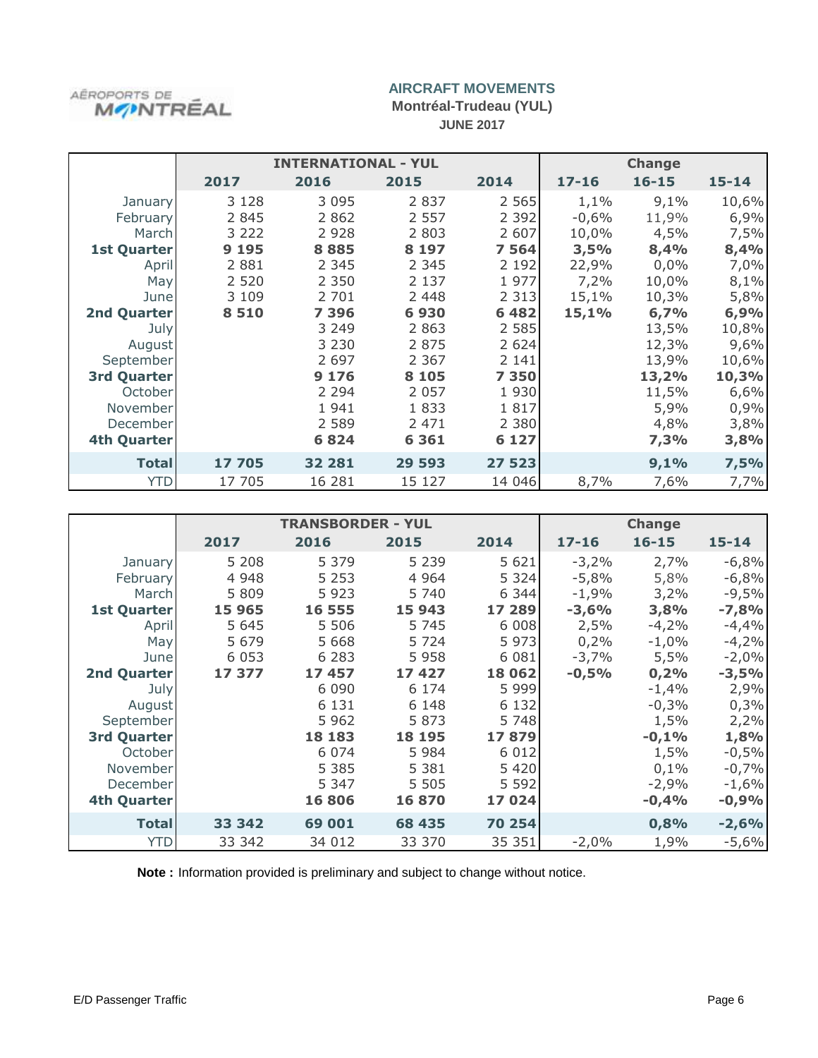AÉROPORTS DE MONTRÉAL

## AIRCRAFT MOVEMENTS

**Montréal-Trudeau (YUL)**

**JUNE 2017**

| | INTERNATIONAL - YUL | | | | Change | | |
|---|---|---|---|---|---|---|---|
| | 2017 | 2016 | 2015 | 2014 | 17-16 | 16-15 | 15-14 |
| January | 3 128 | 3 095 | 2 837 | 2 565 | 1,1% | 9,1% | 10,6% |
| February | 2 845 | 2 862 | 2 557 | 2 392 | -0,6% | 11,9% | 6,9% |
| March | 3 222 | 2 928 | 2 803 | 2 607 | 10,0% | 4,5% | 7,5% |
| **1st Quarter** | **9 195** | **8 885** | **8 197** | **7 564** | **3,5%** | **8,4%** | **8,4%** |
| April | 2 881 | 2 345 | 2 345 | 2 192 | 22,9% | 0,0% | 7,0% |
| May | 2 520 | 2 350 | 2 137 | 1 977 | 7,2% | 10,0% | 8,1% |
| June | 3 109 | 2 701 | 2 448 | 2 313 | 15,1% | 10,3% | 5,8% |
| **2nd Quarter** | **8 510** | **7 396** | **6 930** | **6 482** | **15,1%** | **6,7%** | **6,9%** |
| July | | 3 249 | 2 863 | 2 585 | | 13,5% | 10,8% |
| August | | 3 230 | 2 875 | 2 624 | | 12,3% | 9,6% |
| September | | 2 697 | 2 367 | 2 141 | | 13,9% | 10,6% |
| **3rd Quarter** | | **9 176** | **8 105** | **7 350** | | **13,2%** | **10,3%** |
| October | | 2 294 | 2 057 | 1 930 | | 11,5% | 6,6% |
| November | | 1 941 | 1 833 | 1 817 | | 5,9% | 0,9% |
| December | | 2 589 | 2 471 | 2 380 | | 4,8% | 3,8% |
| **4th Quarter** | | **6 824** | **6 361** | **6 127** | | **7,3%** | **3,8%** |
| **Total** | **17 705** | **32 281** | **29 593** | **27 523** | | **9,1%** | **7,5%** |
| YTD | 17 705 | 16 281 | 15 127 | 14 046 | 8,7% | 7,6% | 7,7% |

| | TRANSBORDER - YUL | | | | Change | | |
|---|---|---|---|---|---|---|---|
| | 2017 | 2016 | 2015 | 2014 | 17-16 | 16-15 | 15-14 |
| January | 5 208 | 5 379 | 5 239 | 5 621 | -3,2% | 2,7% | -6,8% |
| February | 4 948 | 5 253 | 4 964 | 5 324 | -5,8% | 5,8% | -6,8% |
| March | 5 809 | 5 923 | 5 740 | 6 344 | -1,9% | 3,2% | -9,5% |
| **1st Quarter** | **15 965** | **16 555** | **15 943** | **17 289** | **-3,6%** | **3,8%** | **-7,8%** |
| April | 5 645 | 5 506 | 5 745 | 6 008 | 2,5% | -4,2% | -4,4% |
| May | 5 679 | 5 668 | 5 724 | 5 973 | 0,2% | -1,0% | -4,2% |
| June | 6 053 | 6 283 | 5 958 | 6 081 | -3,7% | 5,5% | -2,0% |
| **2nd Quarter** | **17 377** | **17 457** | **17 427** | **18 062** | **-0,5%** | **0,2%** | **-3,5%** |
| July | | 6 090 | 6 174 | 5 999 | | -1,4% | 2,9% |
| August | | 6 131 | 6 148 | 6 132 | | -0,3% | 0,3% |
| September | | 5 962 | 5 873 | 5 748 | | 1,5% | 2,2% |
| **3rd Quarter** | | **18 183** | **18 195** | **17 879** | | **-0,1%** | **1,8%** |
| October | | 6 074 | 5 984 | 6 012 | | 1,5% | -0,5% |
| November | | 5 385 | 5 381 | 5 420 | | 0,1% | -0,7% |
| December | | 5 347 | 5 505 | 5 592 | | -2,9% | -1,6% |
| **4th Quarter** | | **16 806** | **16 870** | **17 024** | | **-0,4%** | **-0,9%** |
| **Total** | **33 342** | **69 001** | **68 435** | **70 254** | | **0,8%** | **-2,6%** |
| YTD | 33 342 | 34 012 | 33 370 | 35 351 | -2,0% | 1,9% | -5,6% |

**Note :** Information provided is preliminary and subject to change without notice.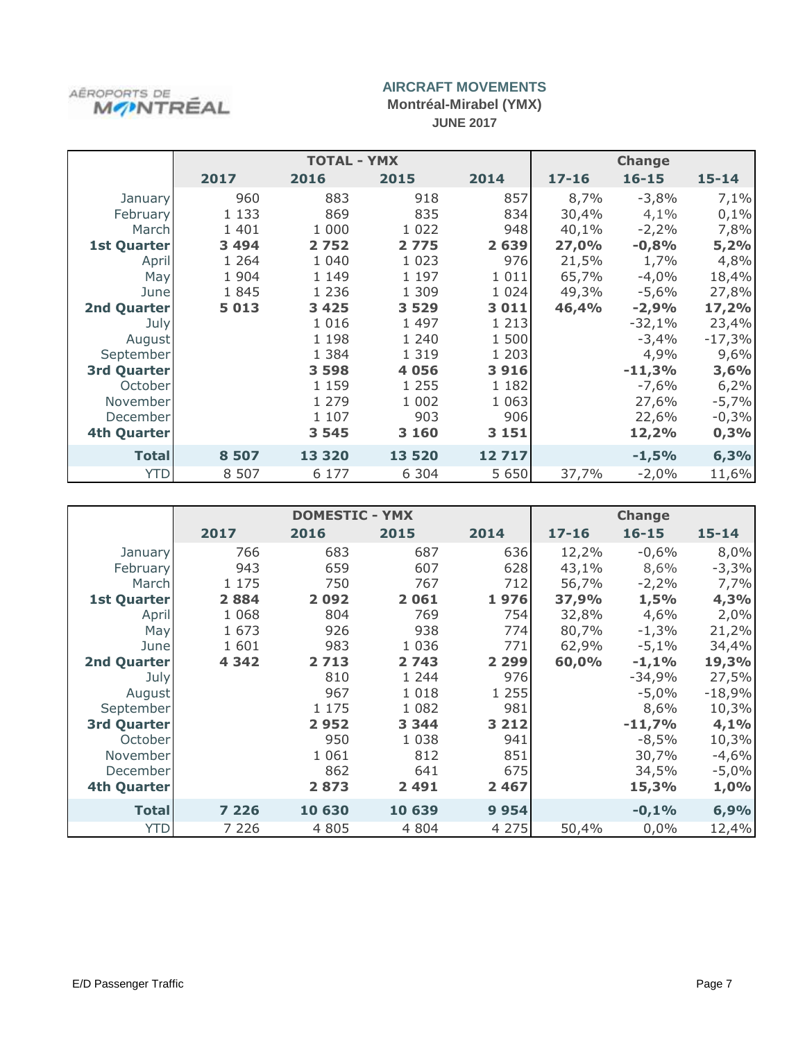AÉROPORTS DE MONTRÉAL

# AIRCRAFT MOVEMENTS

## Montréal-Mirabel (YMX)

### JUNE 2017

| | TOTAL - YMX | | | | Change | | |
|---|---|---|---|---|---|---|---|
| | **2017** | **2016** | **2015** | **2014** | **17-16** | **16-15** | **15-14** |
| January | 960 | 883 | 918 | 857 | 8,7% | -3,8% | 7,1% |
| February | 1 133 | 869 | 835 | 834 | 30,4% | 4,1% | 0,1% |
| March | 1 401 | 1 000 | 1 022 | 948 | 40,1% | -2,2% | 7,8% |
| **1st Quarter** | **3 494** | **2 752** | **2 775** | **2 639** | **27,0%** | **-0,8%** | **5,2%** |
| April | 1 264 | 1 040 | 1 023 | 976 | 21,5% | 1,7% | 4,8% |
| May | 1 904 | 1 149 | 1 197 | 1 011 | 65,7% | -4,0% | 18,4% |
| June | 1 845 | 1 236 | 1 309 | 1 024 | 49,3% | -5,6% | 27,8% |
| **2nd Quarter** | **5 013** | **3 425** | **3 529** | **3 011** | **46,4%** | **-2,9%** | **17,2%** |
| July | | 1 016 | 1 497 | 1 213 | | -32,1% | 23,4% |
| August | | 1 198 | 1 240 | 1 500 | | -3,4% | -17,3% |
| September | | 1 384 | 1 319 | 1 203 | | 4,9% | 9,6% |
| **3rd Quarter** | | **3 598** | **4 056** | **3 916** | | **-11,3%** | **3,6%** |
| October | | 1 159 | 1 255 | 1 182 | | -7,6% | 6,2% |
| November | | 1 279 | 1 002 | 1 063 | | 27,6% | -5,7% |
| December | | 1 107 | 903 | 906 | | 22,6% | -0,3% |
| **4th Quarter** | | **3 545** | **3 160** | **3 151** | | **12,2%** | **0,3%** |
| **Total** | **8 507** | **13 320** | **13 520** | **12 717** | | **-1,5%** | **6,3%** |
| YTD | 8 507 | 6 177 | 6 304 | 5 650 | 37,7% | -2,0% | 11,6% |

| | DOMESTIC - YMX | | | | Change | | |
|---|---|---|---|---|---|---|---|
| | **2017** | **2016** | **2015** | **2014** | **17-16** | **16-15** | **15-14** |
| January | 766 | 683 | 687 | 636 | 12,2% | -0,6% | 8,0% |
| February | 943 | 659 | 607 | 628 | 43,1% | 8,6% | -3,3% |
| March | 1 175 | 750 | 767 | 712 | 56,7% | -2,2% | 7,7% |
| **1st Quarter** | **2 884** | **2 092** | **2 061** | **1 976** | **37,9%** | **1,5%** | **4,3%** |
| April | 1 068 | 804 | 769 | 754 | 32,8% | 4,6% | 2,0% |
| May | 1 673 | 926 | 938 | 774 | 80,7% | -1,3% | 21,2% |
| June | 1 601 | 983 | 1 036 | 771 | 62,9% | -5,1% | 34,4% |
| **2nd Quarter** | **4 342** | **2 713** | **2 743** | **2 299** | **60,0%** | **-1,1%** | **19,3%** |
| July | | 810 | 1 244 | 976 | | -34,9% | 27,5% |
| August | | 967 | 1 018 | 1 255 | | -5,0% | -18,9% |
| September | | 1 175 | 1 082 | 981 | | 8,6% | 10,3% |
| **3rd Quarter** | | **2 952** | **3 344** | **3 212** | | **-11,7%** | **4,1%** |
| October | | 950 | 1 038 | 941 | | -8,5% | 10,3% |
| November | | 1 061 | 812 | 851 | | 30,7% | -4,6% |
| December | | 862 | 641 | 675 | | 34,5% | -5,0% |
| **4th Quarter** | | **2 873** | **2 491** | **2 467** | | **15,3%** | **1,0%** |
| **Total** | **7 226** | **10 630** | **10 639** | **9 954** | | **-0,1%** | **6,9%** |
| YTD | 7 226 | 4 805 | 4 804 | 4 275 | 50,4% | 0,0% | 12,4% |

E/D Passenger Traffic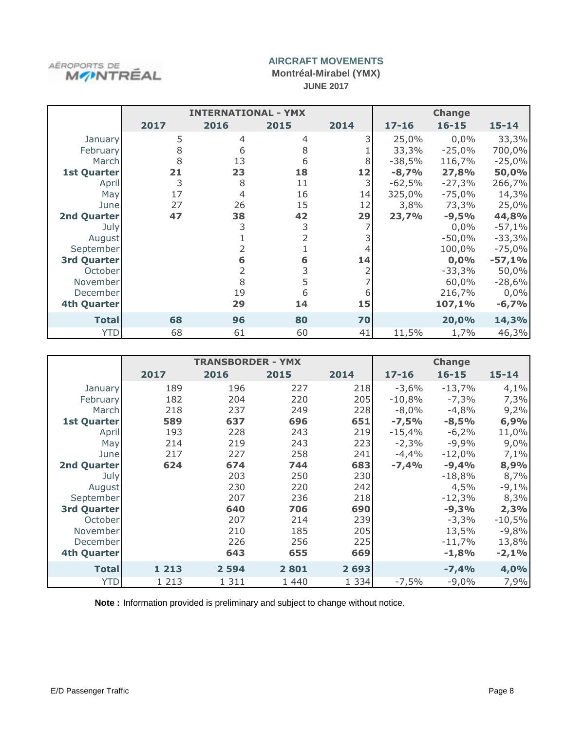AÉROPORTS DE MONTRÉAL

## AIRCRAFT MOVEMENTS

**Montréal-Mirabel (YMX)**

**JUNE 2017**

| | INTERNATIONAL - YMX | | | | Change | | |
|---|---|---|---|---|---|---|---|
| | 2017 | 2016 | 2015 | 2014 | 17-16 | 16-15 | 15-14 |
| January | 5 | 4 | 4 | 3 | 25,0% | 0,0% | 33,3% |
| February | 8 | 6 | 8 | 1 | 33,3% | -25,0% | 700,0% |
| March | 8 | 13 | 6 | 8 | -38,5% | 116,7% | -25,0% |
| **1st Quarter** | **21** | **23** | **18** | **12** | **-8,7%** | **27,8%** | **50,0%** |
| April | 3 | 8 | 11 | 3 | -62,5% | -27,3% | 266,7% |
| May | 17 | 4 | 16 | 14 | 325,0% | -75,0% | 14,3% |
| June | 27 | 26 | 15 | 12 | 3,8% | 73,3% | 25,0% |
| **2nd Quarter** | **47** | **38** | **42** | **29** | **23,7%** | **-9,5%** | **44,8%** |
| July | | 3 | 3 | 7 | | 0,0% | -57,1% |
| August | | 1 | 2 | 3 | | -50,0% | -33,3% |
| September | | 2 | 1 | 4 | | 100,0% | -75,0% |
| **3rd Quarter** | | **6** | **6** | **14** | | **0,0%** | **-57,1%** |
| October | | 2 | 3 | 2 | | -33,3% | 50,0% |
| November | | 8 | 5 | 7 | | 60,0% | -28,6% |
| December | | 19 | 6 | 6 | | 216,7% | 0,0% |
| **4th Quarter** | | **29** | **14** | **15** | | **107,1%** | **-6,7%** |
| **Total** | **68** | **96** | **80** | **70** | | **20,0%** | **14,3%** |
| YTD | 68 | 61 | 60 | 41 | 11,5% | 1,7% | 46,3% |

| | TRANSBORDER - YMX | | | | Change | | |
|---|---|---|---|---|---|---|---|
| | 2017 | 2016 | 2015 | 2014 | 17-16 | 16-15 | 15-14 |
| January | 189 | 196 | 227 | 218 | -3,6% | -13,7% | 4,1% |
| February | 182 | 204 | 220 | 205 | -10,8% | -7,3% | 7,3% |
| March | 218 | 237 | 249 | 228 | -8,0% | -4,8% | 9,2% |
| **1st Quarter** | **589** | **637** | **696** | **651** | **-7,5%** | **-8,5%** | **6,9%** |
| April | 193 | 228 | 243 | 219 | -15,4% | -6,2% | 11,0% |
| May | 214 | 219 | 243 | 223 | -2,3% | -9,9% | 9,0% |
| June | 217 | 227 | 258 | 241 | -4,4% | -12,0% | 7,1% |
| **2nd Quarter** | **624** | **674** | **744** | **683** | **-7,4%** | **-9,4%** | **8,9%** |
| July | | 203 | 250 | 230 | | -18,8% | 8,7% |
| August | | 230 | 220 | 242 | | 4,5% | -9,1% |
| September | | 207 | 236 | 218 | | -12,3% | 8,3% |
| **3rd Quarter** | | **640** | **706** | **690** | | **-9,3%** | **2,3%** |
| October | | 207 | 214 | 239 | | -3,3% | -10,5% |
| November | | 210 | 185 | 205 | | 13,5% | -9,8% |
| December | | 226 | 256 | 225 | | -11,7% | 13,8% |
| **4th Quarter** | | **643** | **655** | **669** | | **-1,8%** | **-2,1%** |
| **Total** | **1 213** | **2 594** | **2 801** | **2 693** | | **-7,4%** | **4,0%** |
| YTD | 1 213 | 1 311 | 1 440 | 1 334 | -7,5% | -9,0% | 7,9% |

**Note :** Information provided is preliminary and subject to change without notice.

E/D Passenger Traffic